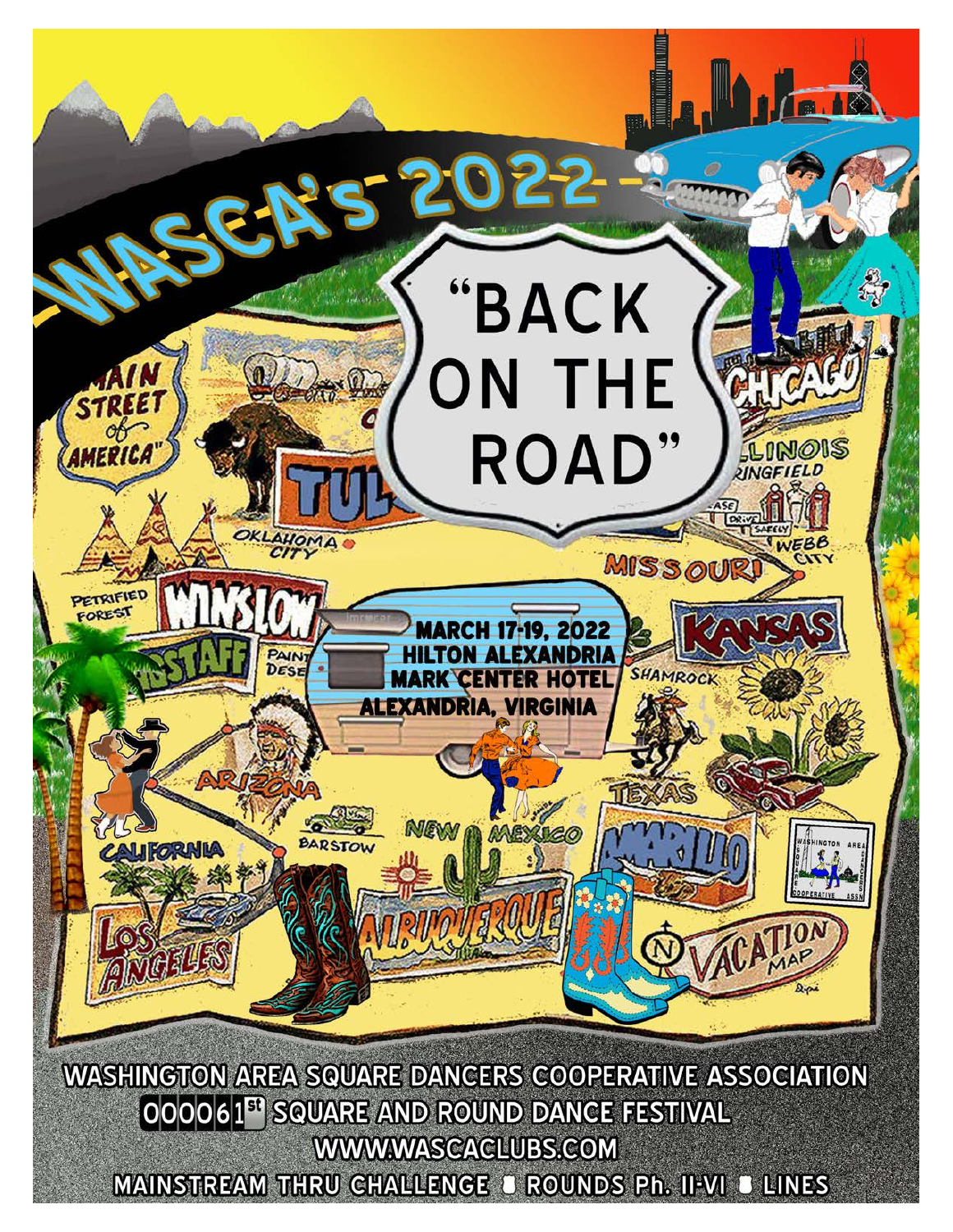# WASCA's 2022

# "BACK ON THE ROAD"

**MARCH 17-19, 2022**
**HILTON ALEXANDRIA MARK CENTER HOTEL**
**ALEXANDRIA, VIRGINIA**

**WASHINGTON AREA SQUARE DANCERS COOPERATIVE ASSOCIATION**

**000061st SQUARE AND ROUND DANCE FESTIVAL**

**WWW.WASCACLUBS.COM**

**MAINSTREAM THRU CHALLENGE • ROUNDS Ph. II-VI • LINES**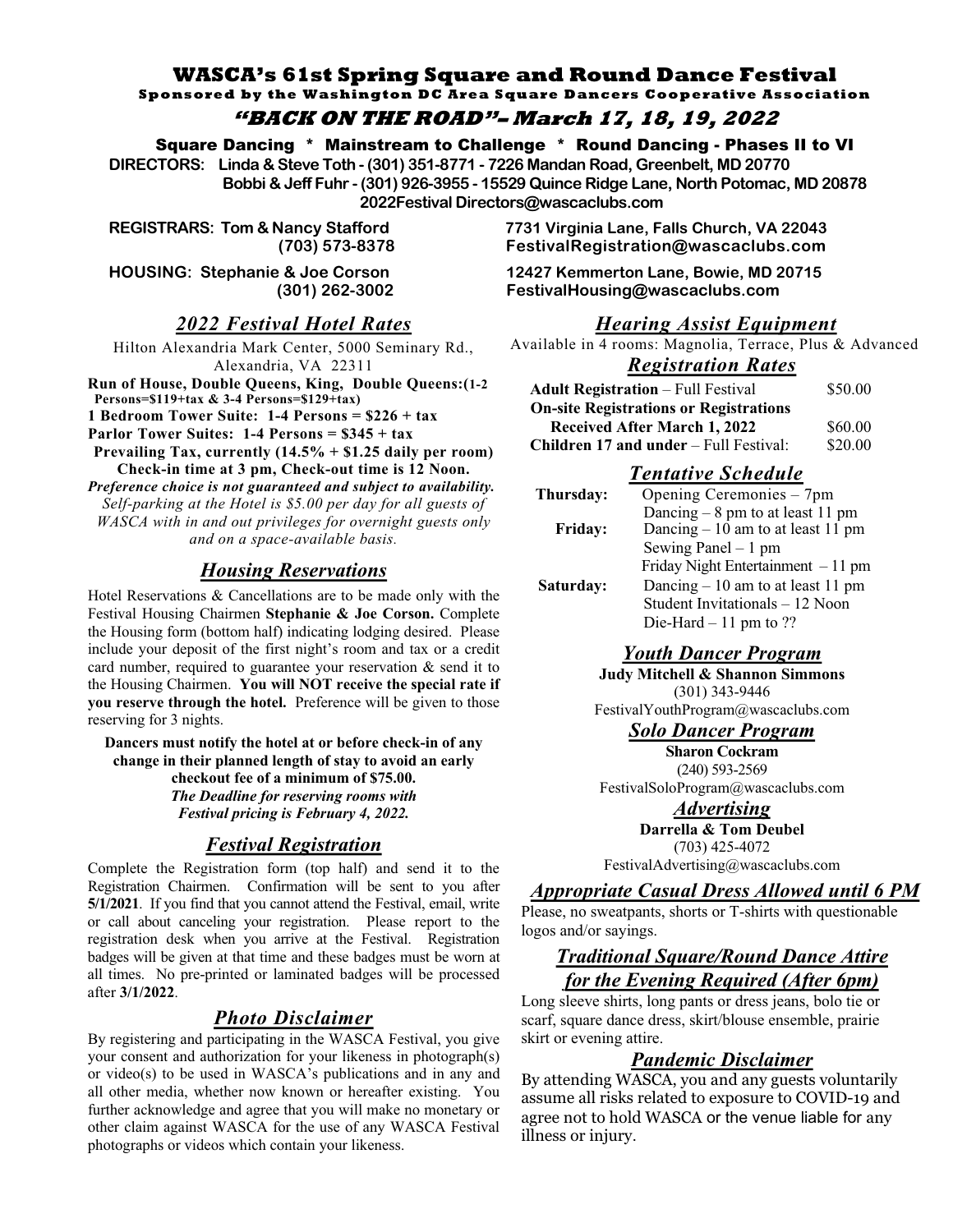# WASCA's 61st Spring Square and Round Dance Festival

**Sponsored by the Washington DC Area Square Dancers Cooperative Association**

## *"BACK ON THE ROAD"– March 17, 18, 19, 2022*

**Square Dancing * Mainstream to Challenge * Round Dancing - Phases II to VI**

**DIRECTORS: Linda & Steve Toth - (301) 351-8771 - 7226 Mandan Road, Greenbelt, MD 20770**
**Bobbi & Jeff Fuhr - (301) 926-3955 - 15529 Quince Ridge Lane, North Potomac, MD 20878**
**2022Festival Directors@wascaclubs.com**

**REGISTRARS: Tom & Nancy Stafford (703) 573-8378**
**7731 Virginia Lane, Falls Church, VA 22043**
**FestivalRegistration@wascaclubs.com**

**HOUSING: Stephanie & Joe Corson (301) 262-3002**
**12427 Kemmerton Lane, Bowie, MD 20715**
**FestivalHousing@wascaclubs.com**

### *2022 Festival Hotel Rates*

Hilton Alexandria Mark Center, 5000 Seminary Rd., Alexandria, VA 22311

**Run of House, Double Queens, King, Double Queens:(1-2 Persons=$119+tax & 3-4 Persons=$129+tax)**
**1 Bedroom Tower Suite: 1-4 Persons = $226 + tax**
**Parlor Tower Suites: 1-4 Persons = $345 + tax**
**Prevailing Tax, currently (14.5% + $1.25 daily per room)**
**Check-in time at 3 pm, Check-out time is 12 Noon.**
***Preference choice is not guaranteed and subject to availability.***
*Self-parking at the Hotel is $5.00 per day for all guests of WASCA with in and out privileges for overnight guests only and on a space-available basis.*

### *Housing Reservations*

Hotel Reservations & Cancellations are to be made only with the Festival Housing Chairmen **Stephanie & Joe Corson.** Complete the Housing form (bottom half) indicating lodging desired. Please include your deposit of the first night's room and tax or a credit card number, required to guarantee your reservation & send it to the Housing Chairmen. **You will NOT receive the special rate if you reserve through the hotel.** Preference will be given to those reserving for 3 nights.

**Dancers must notify the hotel at or before check-in of any change in their planned length of stay to avoid an early checkout fee of a minimum of $75.00.**
***The Deadline for reserving rooms with Festival pricing is February 4, 2022.***

### *Festival Registration*

Complete the Registration form (top half) and send it to the Registration Chairmen. Confirmation will be sent to you after **5/1/2021**. If you find that you cannot attend the Festival, email, write or call about canceling your registration. Please report to the registration desk when you arrive at the Festival. Registration badges will be given at that time and these badges must be worn at all times. No pre-printed or laminated badges will be processed after **3/1/2022**.

### *Photo Disclaimer*

By registering and participating in the WASCA Festival, you give your consent and authorization for your likeness in photograph(s) or video(s) to be used in WASCA's publications and in any and all other media, whether now known or hereafter existing. You further acknowledge and agree that you will make no monetary or other claim against WASCA for the use of any WASCA Festival photographs or videos which contain your likeness.

### *Hearing Assist Equipment*

Available in 4 rooms: Magnolia, Terrace, Plus & Advanced

### *Registration Rates*

| | |
|---|---|
| **Adult Registration** – Full Festival | $50.00 |
| **On-site Registrations or Registrations Received After March 1, 2022** | $60.00 |
| **Children 17 and under** – Full Festival: | $20.00 |

### *Tentative Schedule*

| | |
|---|---|
| **Thursday:** | Opening Ceremonies – 7pm |
| | Dancing – 8 pm to at least 11 pm |
| **Friday:** | Dancing – 10 am to at least 11 pm |
| | Sewing Panel – 1 pm |
| | Friday Night Entertainment – 11 pm |
| **Saturday:** | Dancing – 10 am to at least 11 pm |
| | Student Invitationals – 12 Noon |
| | Die-Hard – 11 pm to ?? |

### *Youth Dancer Program*

**Judy Mitchell & Shannon Simmons**
(301) 343-9446
FestivalYouthProgram@wascaclubs.com

### *Solo Dancer Program*

**Sharon Cockram**
(240) 593-2569
FestivalSoloProgram@wascaclubs.com

### *Advertising*

**Darrella & Tom Deubel**
(703) 425-4072
FestivalAdvertising@wascaclubs.com

### *Appropriate Casual Dress Allowed until 6 PM*

Please, no sweatpants, shorts or T-shirts with questionable logos and/or sayings.

### *Traditional Square/Round Dance Attire for the Evening Required (After 6pm)*

Long sleeve shirts, long pants or dress jeans, bolo tie or scarf, square dance dress, skirt/blouse ensemble, prairie skirt or evening attire.

### *Pandemic Disclaimer*

By attending WASCA, you and any guests voluntarily assume all risks related to exposure to COVID-19 and agree not to hold WASCA or the venue liable for any illness or injury.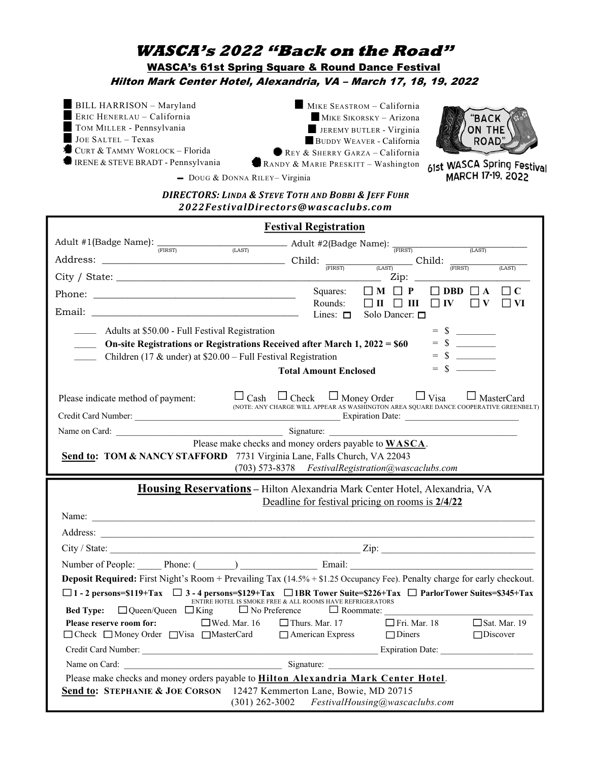# *WASCA's 2022 "Back on the Road"*

**WASCA's 61st Spring Square & Round Dance Festival**

***Hilton Mark Center Hotel, Alexandria, VA – March 17, 18, 19, 2022***

- BILL HARRISON – Maryland
- ERIC HENERLAU – California
- TOM MILLER - Pennsylvania
- JOE SALTEL – Texas
- CURT & TAMMY WORLOCK – Florida
- IRENE & STEVE BRADT - Pennsylvania
- MIKE SEASTROM – California
- MIKE SIKORSKY – Arizona
- JEREMY BUTLER - Virginia
- BUDDY WEAVER - California
- REY & SHERRY GARZA – California
- RANDY & MARIE PRESKITT – Washington
- DOUG & DONNA RILEY– Virginia

"BACK ON THE ROAD"
61st WASCA Spring Festival
MARCH 17-19, 2022

***DIRECTORS: LINDA & STEVE TOTH AND BOBBI & JEFF FUHR***
***2022FestivalDirectors@wascaclubs.com***

## Festival Registration

Adult #1(Badge Name): ____________ (FIRST) (LAST) Adult #2(Badge Name): ____________ (FIRST) (LAST)

Address: ____________ Child: ____________ (FIRST) (LAST) Child: ____________ (FIRST) (LAST)

City / State: ____________ Zip: ____________

Phone: ____________ Squares: ☐ **M** ☐ **P** ☐ **DBD** ☐ **A** ☐ **C**

Email: ____________ Rounds: ☐ **II** ☐ **III** ☐ **IV** ☐ **V** ☐ **VI**

Lines: ☐ Solo Dancer: ☐

_____ Adults at $50.00 - Full Festival Registration = $ ________

_____ **On-site Registrations or Registrations Received after March 1, 2022 = $60** = $ ________

_____ Children (17 & under) at $20.00 – Full Festival Registration = $ ________

**Total Amount Enclosed** = $ ________

Please indicate method of payment: ☐ Cash ☐ Check ☐ Money Order ☐ Visa ☐ MasterCard

(NOTE: ANY CHARGE WILL APPEAR AS WASHINGTON AREA SQUARE DANCE COOPERATIVE GREENBELT)

Credit Card Number: ____________ Expiration Date: ____________

Name on Card: ____________ Signature: ____________

Please make checks and money orders payable to **WASCA**.

**Send to: TOM & NANCY STAFFORD** 7731 Virginia Lane, Falls Church, VA 22043
(703) 573-8378 *FestivalRegistration@wascaclubs.com*

## Housing Reservations – Hilton Alexandria Mark Center Hotel, Alexandria, VA

Deadline for festival pricing on rooms is **2/4/22**

Name: ____________

Address: ____________

City / State: ____________ Zip: ____________

Number of People: _____ Phone: (________) ____________ Email: ____________

**Deposit Required:** First Night's Room + Prevailing Tax (14.5% + $1.25 Occupancy Fee). Penalty charge for early checkout.

☐ **1 - 2 persons=$119+Tax** ☐ **3 - 4 persons=$129+Tax** ☐ **1BR Tower Suite=$226+Tax** ☐ **ParlorTower Suites=$345+Tax**

ENTIRE HOTEL IS SMOKE FREE & ALL ROOMS HAVE REFRIGERATORS

**Bed Type:** ☐ Queen/Queen ☐ King ☐ No Preference ☐ Roommate: ____________

**Please reserve room for:** ☐ Wed. Mar. 16 ☐ Thurs. Mar. 17 ☐ Fri. Mar. 18 ☐ Sat. Mar. 19

☐ Check ☐ Money Order ☐ Visa ☐ MasterCard ☐ American Express ☐ Diners ☐ Discover

Credit Card Number: ____________ Expiration Date: ____________

Name on Card: ____________ Signature: ____________

Please make checks and money orders payable to **Hilton Alexandria Mark Center Hotel**.

**Send to: STEPHANIE & JOE CORSON** 12427 Kemmerton Lane, Bowie, MD 20715
(301) 262-3002 *FestivalHousing@wascaclubs.com*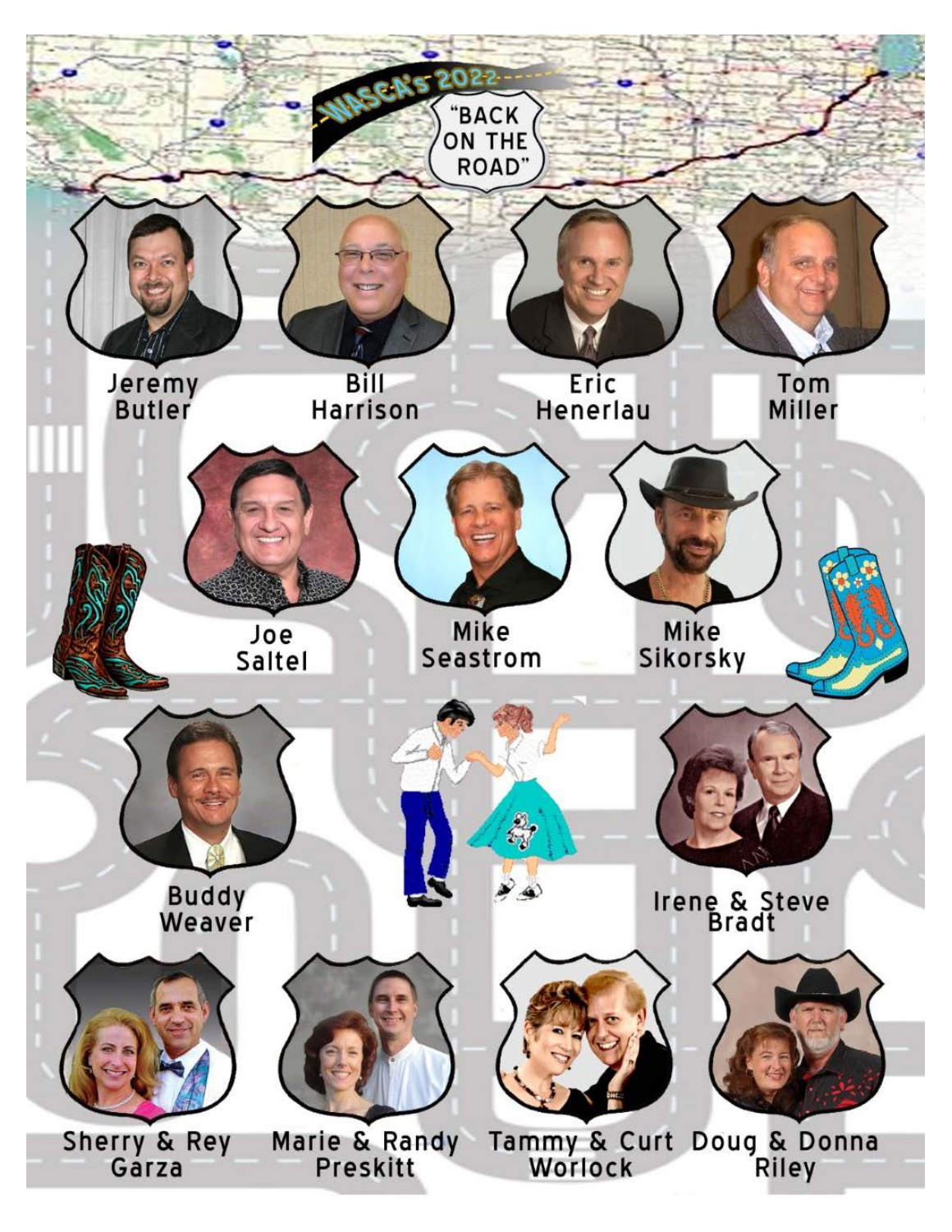WASCA's 2022

"BACK ON THE ROAD"

Jeremy Butler

Bill Harrison

Eric Henerlau

Tom Miller

Joe Saltel

Mike Seastrom

Mike Sikorsky

Buddy Weaver

Irene & Steve Bradt

Sherry & Rey Garza

Marie & Randy Preskitt

Tammy & Curt Worlock

Doug & Donna Riley